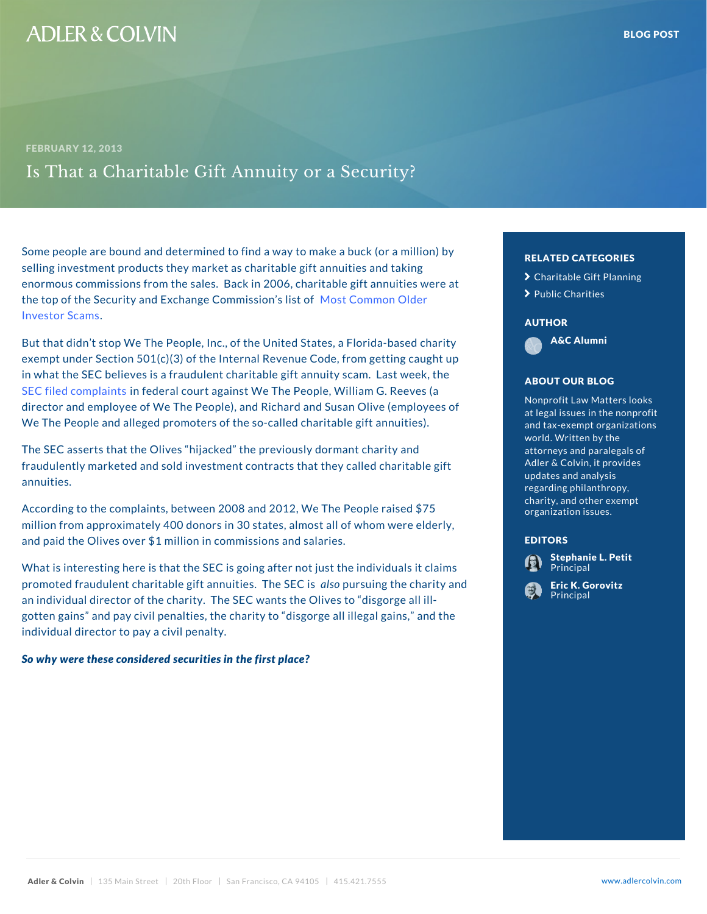ADLER & COLVIN

BLOG POST

FEBRUARY 12, 2013

# Is That a Charitable Gift Annuity or a Security?

Some people are bound and determined to find a way to make a buck (or a million) by selling investment products they market as charitable gift annuities and taking enormous commissions from the sales. Back in 2006, charitable gift annuities were at the top of the Security and Exchange Commission's list of Most Common Older Investor Scams.

But that didn't stop We The People, Inc., of the United States, a Florida-based charity exempt under Section 501(c)(3) of the Internal Revenue Code, from getting caught up in what the SEC believes is a fraudulent charitable gift annuity scam. Last week, the SEC filed complaints in federal court against We The People, William G. Reeves (a director and employee of We The People), and Richard and Susan Olive (employees of We The People and alleged promoters of the so-called charitable gift annuities).

The SEC asserts that the Olives "hijacked" the previously dormant charity and fraudulently marketed and sold investment contracts that they called charitable gift annuities.

According to the complaints, between 2008 and 2012, We The People raised $75 million from approximately 400 donors in 30 states, almost all of whom were elderly, and paid the Olives over $1 million in commissions and salaries.

What is interesting here is that the SEC is going after not just the individuals it claims promoted fraudulent charitable gift annuities. The SEC is *also* pursuing the charity and an individual director of the charity. The SEC wants the Olives to "disgorge all ill-gotten gains" and pay civil penalties, the charity to "disgorge all illegal gains," and the individual director to pay a civil penalty.

***So why were these considered securities in the first place?***

## RELATED CATEGORIES

- Charitable Gift Planning
- Public Charities

## AUTHOR

A&C Alumni

## ABOUT OUR BLOG

Nonprofit Law Matters looks at legal issues in the nonprofit and tax-exempt organizations world. Written by the attorneys and paralegals of Adler & Colvin, it provides updates and analysis regarding philanthropy, charity, and other exempt organization issues.

## EDITORS

**Stephanie L. Petit**
Principal

**Eric K. Gorovitz**
Principal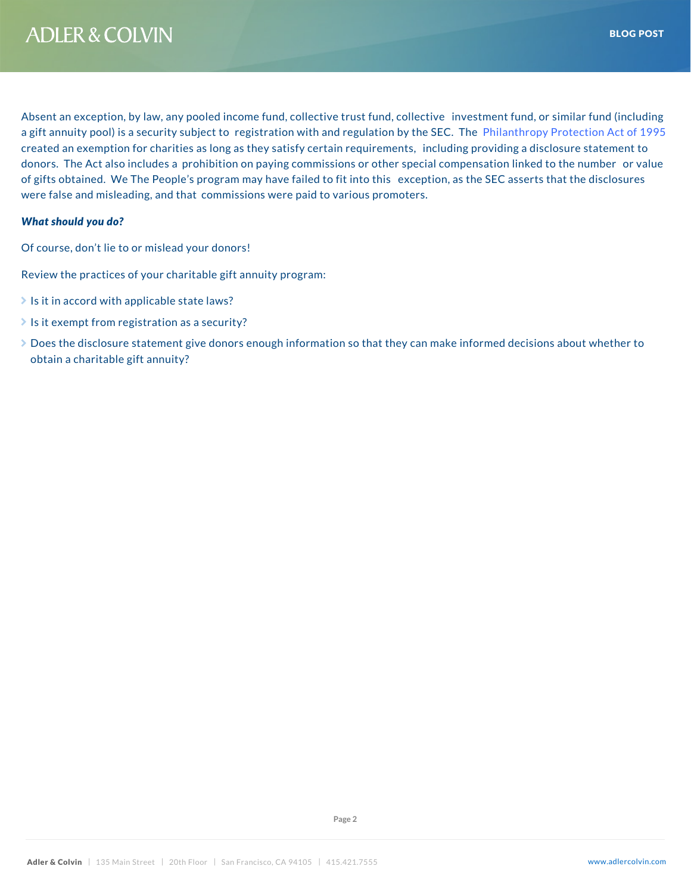Absent an exception, by law, any pooled income fund, collective trust fund, collective investment fund, or similar fund (including a gift annuity pool) is a security subject to registration with and regulation by the SEC. The Philanthropy Protection Act of 1995 created an exemption for charities as long as they satisfy certain requirements, including providing a disclosure statement to donors. The Act also includes a prohibition on paying commissions or other special compensation linked to the number or value of gifts obtained. We The People's program may have failed to fit into this exception, as the SEC asserts that the disclosures were false and misleading, and that commissions were paid to various promoters.

***What should you do?***

Of course, don't lie to or mislead your donors!

Review the practices of your charitable gift annuity program:

- Is it in accord with applicable state laws?
- Is it exempt from registration as a security?
- Does the disclosure statement give donors enough information so that they can make informed decisions about whether to obtain a charitable gift annuity?